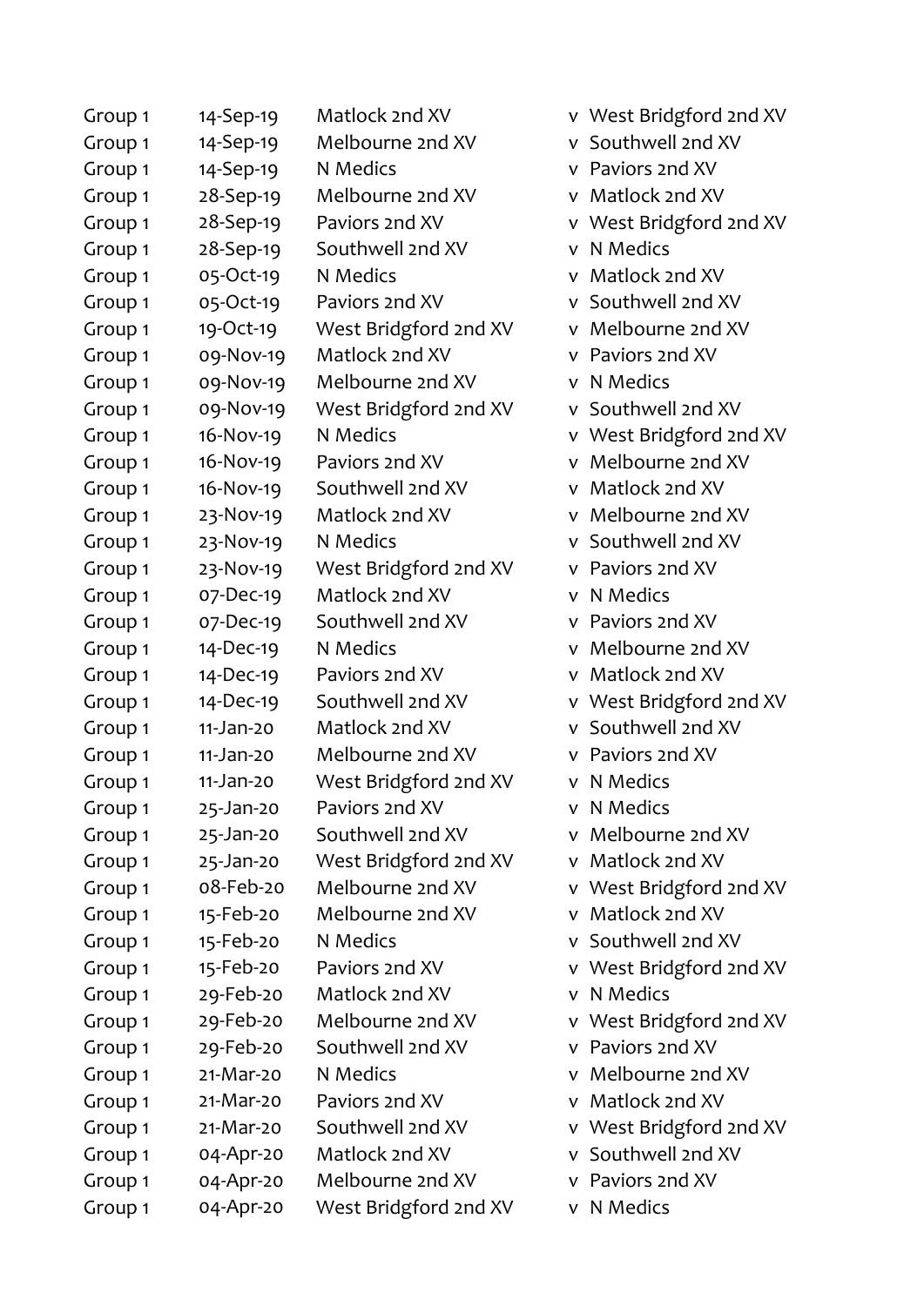| | | | | |
|---|---|---|---|---|
| Group 1 | 14-Sep-19 | Matlock 2nd XV | v | West Bridgford 2nd XV |
| Group 1 | 14-Sep-19 | Melbourne 2nd XV | v | Southwell 2nd XV |
| Group 1 | 14-Sep-19 | N Medics | v | Paviors 2nd XV |
| Group 1 | 28-Sep-19 | Melbourne 2nd XV | v | Matlock 2nd XV |
| Group 1 | 28-Sep-19 | Paviors 2nd XV | v | West Bridgford 2nd XV |
| Group 1 | 28-Sep-19 | Southwell 2nd XV | v | N Medics |
| Group 1 | 05-Oct-19 | N Medics | v | Matlock 2nd XV |
| Group 1 | 05-Oct-19 | Paviors 2nd XV | v | Southwell 2nd XV |
| Group 1 | 19-Oct-19 | West Bridgford 2nd XV | v | Melbourne 2nd XV |
| Group 1 | 09-Nov-19 | Matlock 2nd XV | v | Paviors 2nd XV |
| Group 1 | 09-Nov-19 | Melbourne 2nd XV | v | N Medics |
| Group 1 | 09-Nov-19 | West Bridgford 2nd XV | v | Southwell 2nd XV |
| Group 1 | 16-Nov-19 | N Medics | v | West Bridgford 2nd XV |
| Group 1 | 16-Nov-19 | Paviors 2nd XV | v | Melbourne 2nd XV |
| Group 1 | 16-Nov-19 | Southwell 2nd XV | v | Matlock 2nd XV |
| Group 1 | 23-Nov-19 | Matlock 2nd XV | v | Melbourne 2nd XV |
| Group 1 | 23-Nov-19 | N Medics | v | Southwell 2nd XV |
| Group 1 | 23-Nov-19 | West Bridgford 2nd XV | v | Paviors 2nd XV |
| Group 1 | 07-Dec-19 | Matlock 2nd XV | v | N Medics |
| Group 1 | 07-Dec-19 | Southwell 2nd XV | v | Paviors 2nd XV |
| Group 1 | 14-Dec-19 | N Medics | v | Melbourne 2nd XV |
| Group 1 | 14-Dec-19 | Paviors 2nd XV | v | Matlock 2nd XV |
| Group 1 | 14-Dec-19 | Southwell 2nd XV | v | West Bridgford 2nd XV |
| Group 1 | 11-Jan-20 | Matlock 2nd XV | v | Southwell 2nd XV |
| Group 1 | 11-Jan-20 | Melbourne 2nd XV | v | Paviors 2nd XV |
| Group 1 | 11-Jan-20 | West Bridgford 2nd XV | v | N Medics |
| Group 1 | 25-Jan-20 | Paviors 2nd XV | v | N Medics |
| Group 1 | 25-Jan-20 | Southwell 2nd XV | v | Melbourne 2nd XV |
| Group 1 | 25-Jan-20 | West Bridgford 2nd XV | v | Matlock 2nd XV |
| Group 1 | 08-Feb-20 | Melbourne 2nd XV | v | West Bridgford 2nd XV |
| Group 1 | 15-Feb-20 | Melbourne 2nd XV | v | Matlock 2nd XV |
| Group 1 | 15-Feb-20 | N Medics | v | Southwell 2nd XV |
| Group 1 | 15-Feb-20 | Paviors 2nd XV | v | West Bridgford 2nd XV |
| Group 1 | 29-Feb-20 | Matlock 2nd XV | v | N Medics |
| Group 1 | 29-Feb-20 | Melbourne 2nd XV | v | West Bridgford 2nd XV |
| Group 1 | 29-Feb-20 | Southwell 2nd XV | v | Paviors 2nd XV |
| Group 1 | 21-Mar-20 | N Medics | v | Melbourne 2nd XV |
| Group 1 | 21-Mar-20 | Paviors 2nd XV | v | Matlock 2nd XV |
| Group 1 | 21-Mar-20 | Southwell 2nd XV | v | West Bridgford 2nd XV |
| Group 1 | 04-Apr-20 | Matlock 2nd XV | v | Southwell 2nd XV |
| Group 1 | 04-Apr-20 | Melbourne 2nd XV | v | Paviors 2nd XV |
| Group 1 | 04-Apr-20 | West Bridgford 2nd XV | v | N Medics |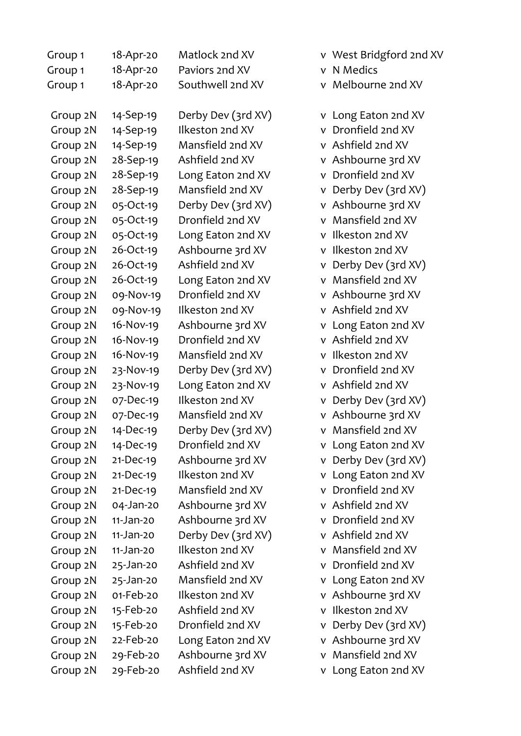| | | | | |
|---|---|---|---|---|
| Group 1 | 18-Apr-20 | Matlock 2nd XV | v | West Bridgford 2nd XV |
| Group 1 | 18-Apr-20 | Paviors 2nd XV | v | N Medics |
| Group 1 | 18-Apr-20 | Southwell 2nd XV | v | Melbourne 2nd XV |
| | | | | |
| Group 2N | 14-Sep-19 | Derby Dev (3rd XV) | v | Long Eaton 2nd XV |
| Group 2N | 14-Sep-19 | Ilkeston 2nd XV | v | Dronfield 2nd XV |
| Group 2N | 14-Sep-19 | Mansfield 2nd XV | v | Ashfield 2nd XV |
| Group 2N | 28-Sep-19 | Ashfield 2nd XV | v | Ashbourne 3rd XV |
| Group 2N | 28-Sep-19 | Long Eaton 2nd XV | v | Dronfield 2nd XV |
| Group 2N | 28-Sep-19 | Mansfield 2nd XV | v | Derby Dev (3rd XV) |
| Group 2N | 05-Oct-19 | Derby Dev (3rd XV) | v | Ashbourne 3rd XV |
| Group 2N | 05-Oct-19 | Dronfield 2nd XV | v | Mansfield 2nd XV |
| Group 2N | 05-Oct-19 | Long Eaton 2nd XV | v | Ilkeston 2nd XV |
| Group 2N | 26-Oct-19 | Ashbourne 3rd XV | v | Ilkeston 2nd XV |
| Group 2N | 26-Oct-19 | Ashfield 2nd XV | v | Derby Dev (3rd XV) |
| Group 2N | 26-Oct-19 | Long Eaton 2nd XV | v | Mansfield 2nd XV |
| Group 2N | 09-Nov-19 | Dronfield 2nd XV | v | Ashbourne 3rd XV |
| Group 2N | 09-Nov-19 | Ilkeston 2nd XV | v | Ashfield 2nd XV |
| Group 2N | 16-Nov-19 | Ashbourne 3rd XV | v | Long Eaton 2nd XV |
| Group 2N | 16-Nov-19 | Dronfield 2nd XV | v | Ashfield 2nd XV |
| Group 2N | 16-Nov-19 | Mansfield 2nd XV | v | Ilkeston 2nd XV |
| Group 2N | 23-Nov-19 | Derby Dev (3rd XV) | v | Dronfield 2nd XV |
| Group 2N | 23-Nov-19 | Long Eaton 2nd XV | v | Ashfield 2nd XV |
| Group 2N | 07-Dec-19 | Ilkeston 2nd XV | v | Derby Dev (3rd XV) |
| Group 2N | 07-Dec-19 | Mansfield 2nd XV | v | Ashbourne 3rd XV |
| Group 2N | 14-Dec-19 | Derby Dev (3rd XV) | v | Mansfield 2nd XV |
| Group 2N | 14-Dec-19 | Dronfield 2nd XV | v | Long Eaton 2nd XV |
| Group 2N | 21-Dec-19 | Ashbourne 3rd XV | v | Derby Dev (3rd XV) |
| Group 2N | 21-Dec-19 | Ilkeston 2nd XV | v | Long Eaton 2nd XV |
| Group 2N | 21-Dec-19 | Mansfield 2nd XV | v | Dronfield 2nd XV |
| Group 2N | 04-Jan-20 | Ashbourne 3rd XV | v | Ashfield 2nd XV |
| Group 2N | 11-Jan-20 | Ashbourne 3rd XV | v | Dronfield 2nd XV |
| Group 2N | 11-Jan-20 | Derby Dev (3rd XV) | v | Ashfield 2nd XV |
| Group 2N | 11-Jan-20 | Ilkeston 2nd XV | v | Mansfield 2nd XV |
| Group 2N | 25-Jan-20 | Ashfield 2nd XV | v | Dronfield 2nd XV |
| Group 2N | 25-Jan-20 | Mansfield 2nd XV | v | Long Eaton 2nd XV |
| Group 2N | 01-Feb-20 | Ilkeston 2nd XV | v | Ashbourne 3rd XV |
| Group 2N | 15-Feb-20 | Ashfield 2nd XV | v | Ilkeston 2nd XV |
| Group 2N | 15-Feb-20 | Dronfield 2nd XV | v | Derby Dev (3rd XV) |
| Group 2N | 22-Feb-20 | Long Eaton 2nd XV | v | Ashbourne 3rd XV |
| Group 2N | 29-Feb-20 | Ashbourne 3rd XV | v | Mansfield 2nd XV |
| Group 2N | 29-Feb-20 | Ashfield 2nd XV | v | Long Eaton 2nd XV |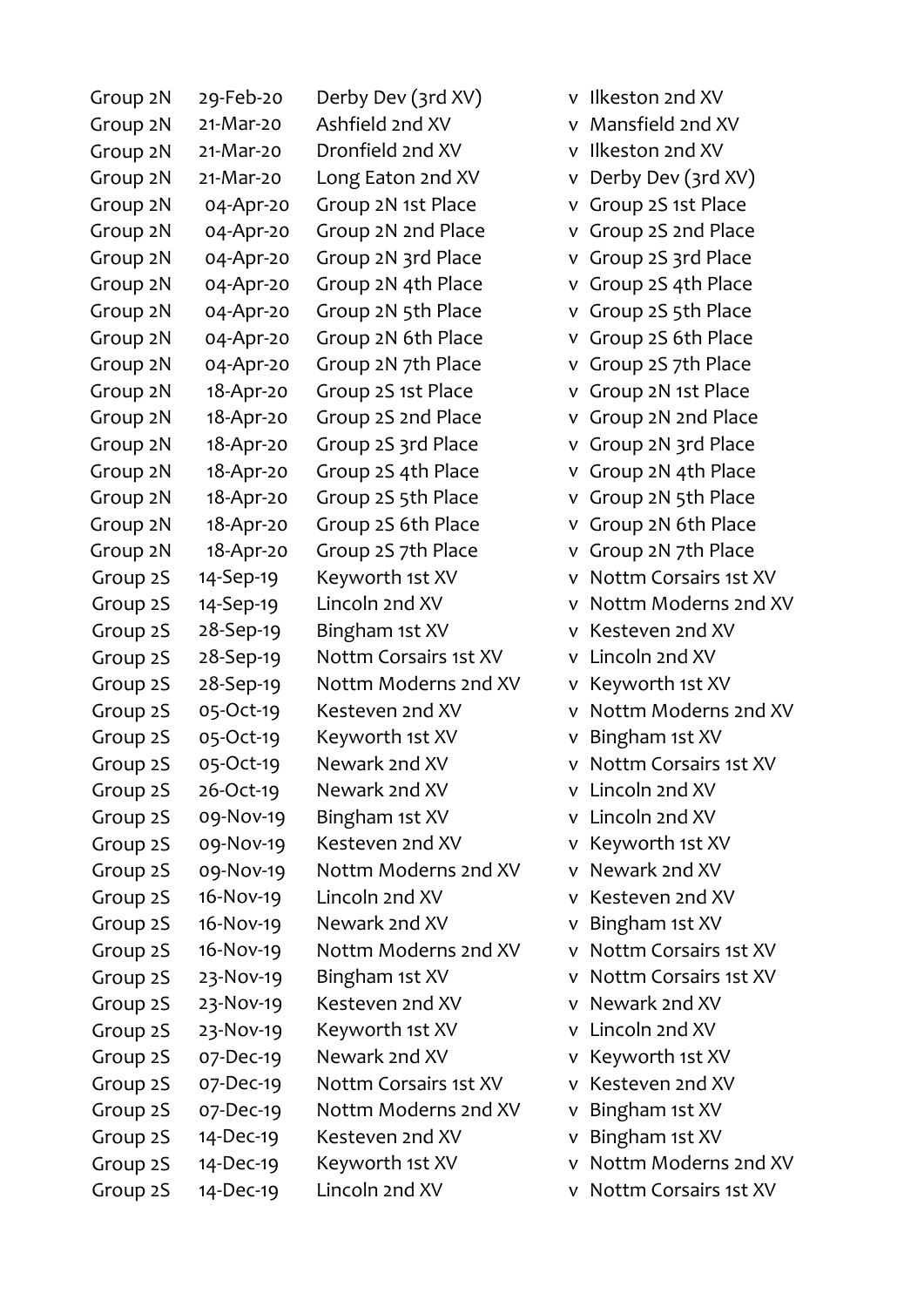| | | | | |
|---|---|---|---|---|
| Group 2N | 29-Feb-20 | Derby Dev (3rd XV) | v | Ilkeston 2nd XV |
| Group 2N | 21-Mar-20 | Ashfield 2nd XV | v | Mansfield 2nd XV |
| Group 2N | 21-Mar-20 | Dronfield 2nd XV | v | Ilkeston 2nd XV |
| Group 2N | 21-Mar-20 | Long Eaton 2nd XV | v | Derby Dev (3rd XV) |
| Group 2N | 04-Apr-20 | Group 2N 1st Place | v | Group 2S 1st Place |
| Group 2N | 04-Apr-20 | Group 2N 2nd Place | v | Group 2S 2nd Place |
| Group 2N | 04-Apr-20 | Group 2N 3rd Place | v | Group 2S 3rd Place |
| Group 2N | 04-Apr-20 | Group 2N 4th Place | v | Group 2S 4th Place |
| Group 2N | 04-Apr-20 | Group 2N 5th Place | v | Group 2S 5th Place |
| Group 2N | 04-Apr-20 | Group 2N 6th Place | v | Group 2S 6th Place |
| Group 2N | 04-Apr-20 | Group 2N 7th Place | v | Group 2S 7th Place |
| Group 2N | 18-Apr-20 | Group 2S 1st Place | v | Group 2N 1st Place |
| Group 2N | 18-Apr-20 | Group 2S 2nd Place | v | Group 2N 2nd Place |
| Group 2N | 18-Apr-20 | Group 2S 3rd Place | v | Group 2N 3rd Place |
| Group 2N | 18-Apr-20 | Group 2S 4th Place | v | Group 2N 4th Place |
| Group 2N | 18-Apr-20 | Group 2S 5th Place | v | Group 2N 5th Place |
| Group 2N | 18-Apr-20 | Group 2S 6th Place | v | Group 2N 6th Place |
| Group 2N | 18-Apr-20 | Group 2S 7th Place | v | Group 2N 7th Place |
| Group 2S | 14-Sep-19 | Keyworth 1st XV | v | Nottm Corsairs 1st XV |
| Group 2S | 14-Sep-19 | Lincoln 2nd XV | v | Nottm Moderns 2nd XV |
| Group 2S | 28-Sep-19 | Bingham 1st XV | v | Kesteven 2nd XV |
| Group 2S | 28-Sep-19 | Nottm Corsairs 1st XV | v | Lincoln 2nd XV |
| Group 2S | 28-Sep-19 | Nottm Moderns 2nd XV | v | Keyworth 1st XV |
| Group 2S | 05-Oct-19 | Kesteven 2nd XV | v | Nottm Moderns 2nd XV |
| Group 2S | 05-Oct-19 | Keyworth 1st XV | v | Bingham 1st XV |
| Group 2S | 05-Oct-19 | Newark 2nd XV | v | Nottm Corsairs 1st XV |
| Group 2S | 26-Oct-19 | Newark 2nd XV | v | Lincoln 2nd XV |
| Group 2S | 09-Nov-19 | Bingham 1st XV | v | Lincoln 2nd XV |
| Group 2S | 09-Nov-19 | Kesteven 2nd XV | v | Keyworth 1st XV |
| Group 2S | 09-Nov-19 | Nottm Moderns 2nd XV | v | Newark 2nd XV |
| Group 2S | 16-Nov-19 | Lincoln 2nd XV | v | Kesteven 2nd XV |
| Group 2S | 16-Nov-19 | Newark 2nd XV | v | Bingham 1st XV |
| Group 2S | 16-Nov-19 | Nottm Moderns 2nd XV | v | Nottm Corsairs 1st XV |
| Group 2S | 23-Nov-19 | Bingham 1st XV | v | Nottm Corsairs 1st XV |
| Group 2S | 23-Nov-19 | Kesteven 2nd XV | v | Newark 2nd XV |
| Group 2S | 23-Nov-19 | Keyworth 1st XV | v | Lincoln 2nd XV |
| Group 2S | 07-Dec-19 | Newark 2nd XV | v | Keyworth 1st XV |
| Group 2S | 07-Dec-19 | Nottm Corsairs 1st XV | v | Kesteven 2nd XV |
| Group 2S | 07-Dec-19 | Nottm Moderns 2nd XV | v | Bingham 1st XV |
| Group 2S | 14-Dec-19 | Kesteven 2nd XV | v | Bingham 1st XV |
| Group 2S | 14-Dec-19 | Keyworth 1st XV | v | Nottm Moderns 2nd XV |
| Group 2S | 14-Dec-19 | Lincoln 2nd XV | v | Nottm Corsairs 1st XV |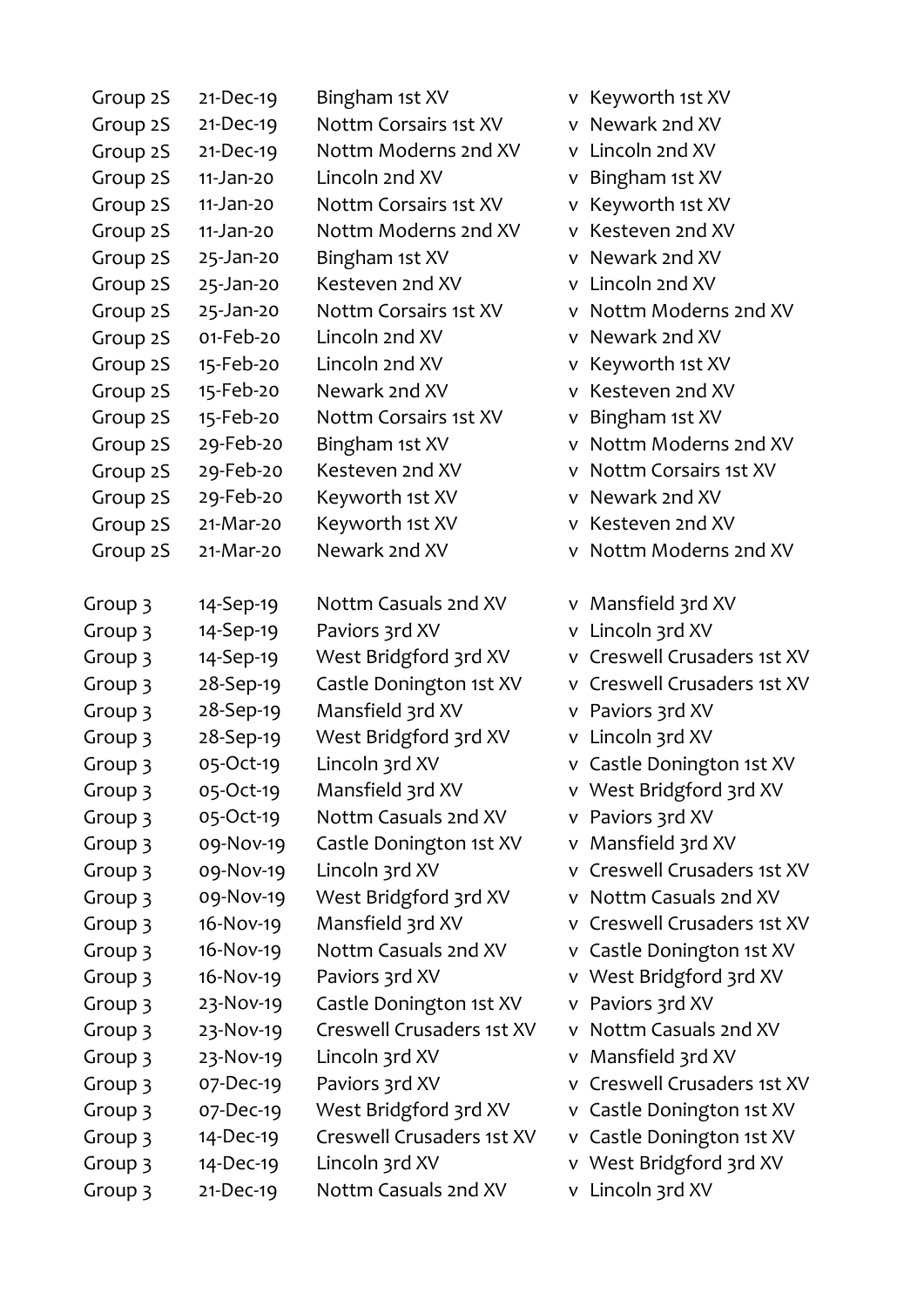| | | | | |
|---|---|---|---|---|
| Group 2S | 21-Dec-19 | Bingham 1st XV | v | Keyworth 1st XV |
| Group 2S | 21-Dec-19 | Nottm Corsairs 1st XV | v | Newark 2nd XV |
| Group 2S | 21-Dec-19 | Nottm Moderns 2nd XV | v | Lincoln 2nd XV |
| Group 2S | 11-Jan-20 | Lincoln 2nd XV | v | Bingham 1st XV |
| Group 2S | 11-Jan-20 | Nottm Corsairs 1st XV | v | Keyworth 1st XV |
| Group 2S | 11-Jan-20 | Nottm Moderns 2nd XV | v | Kesteven 2nd XV |
| Group 2S | 25-Jan-20 | Bingham 1st XV | v | Newark 2nd XV |
| Group 2S | 25-Jan-20 | Kesteven 2nd XV | v | Lincoln 2nd XV |
| Group 2S | 25-Jan-20 | Nottm Corsairs 1st XV | v | Nottm Moderns 2nd XV |
| Group 2S | 01-Feb-20 | Lincoln 2nd XV | v | Newark 2nd XV |
| Group 2S | 15-Feb-20 | Lincoln 2nd XV | v | Keyworth 1st XV |
| Group 2S | 15-Feb-20 | Newark 2nd XV | v | Kesteven 2nd XV |
| Group 2S | 15-Feb-20 | Nottm Corsairs 1st XV | v | Bingham 1st XV |
| Group 2S | 29-Feb-20 | Bingham 1st XV | v | Nottm Moderns 2nd XV |
| Group 2S | 29-Feb-20 | Kesteven 2nd XV | v | Nottm Corsairs 1st XV |
| Group 2S | 29-Feb-20 | Keyworth 1st XV | v | Newark 2nd XV |
| Group 2S | 21-Mar-20 | Keyworth 1st XV | v | Kesteven 2nd XV |
| Group 2S | 21-Mar-20 | Newark 2nd XV | v | Nottm Moderns 2nd XV |

| | | | | |
|---|---|---|---|---|
| Group 3 | 14-Sep-19 | Nottm Casuals 2nd XV | v | Mansfield 3rd XV |
| Group 3 | 14-Sep-19 | Paviors 3rd XV | v | Lincoln 3rd XV |
| Group 3 | 14-Sep-19 | West Bridgford 3rd XV | v | Creswell Crusaders 1st XV |
| Group 3 | 28-Sep-19 | Castle Donington 1st XV | v | Creswell Crusaders 1st XV |
| Group 3 | 28-Sep-19 | Mansfield 3rd XV | v | Paviors 3rd XV |
| Group 3 | 28-Sep-19 | West Bridgford 3rd XV | v | Lincoln 3rd XV |
| Group 3 | 05-Oct-19 | Lincoln 3rd XV | v | Castle Donington 1st XV |
| Group 3 | 05-Oct-19 | Mansfield 3rd XV | v | West Bridgford 3rd XV |
| Group 3 | 05-Oct-19 | Nottm Casuals 2nd XV | v | Paviors 3rd XV |
| Group 3 | 09-Nov-19 | Castle Donington 1st XV | v | Mansfield 3rd XV |
| Group 3 | 09-Nov-19 | Lincoln 3rd XV | v | Creswell Crusaders 1st XV |
| Group 3 | 09-Nov-19 | West Bridgford 3rd XV | v | Nottm Casuals 2nd XV |
| Group 3 | 16-Nov-19 | Mansfield 3rd XV | v | Creswell Crusaders 1st XV |
| Group 3 | 16-Nov-19 | Nottm Casuals 2nd XV | v | Castle Donington 1st XV |
| Group 3 | 16-Nov-19 | Paviors 3rd XV | v | West Bridgford 3rd XV |
| Group 3 | 23-Nov-19 | Castle Donington 1st XV | v | Paviors 3rd XV |
| Group 3 | 23-Nov-19 | Creswell Crusaders 1st XV | v | Nottm Casuals 2nd XV |
| Group 3 | 23-Nov-19 | Lincoln 3rd XV | v | Mansfield 3rd XV |
| Group 3 | 07-Dec-19 | Paviors 3rd XV | v | Creswell Crusaders 1st XV |
| Group 3 | 07-Dec-19 | West Bridgford 3rd XV | v | Castle Donington 1st XV |
| Group 3 | 14-Dec-19 | Creswell Crusaders 1st XV | v | Castle Donington 1st XV |
| Group 3 | 14-Dec-19 | Lincoln 3rd XV | v | West Bridgford 3rd XV |
| Group 3 | 21-Dec-19 | Nottm Casuals 2nd XV | v | Lincoln 3rd XV |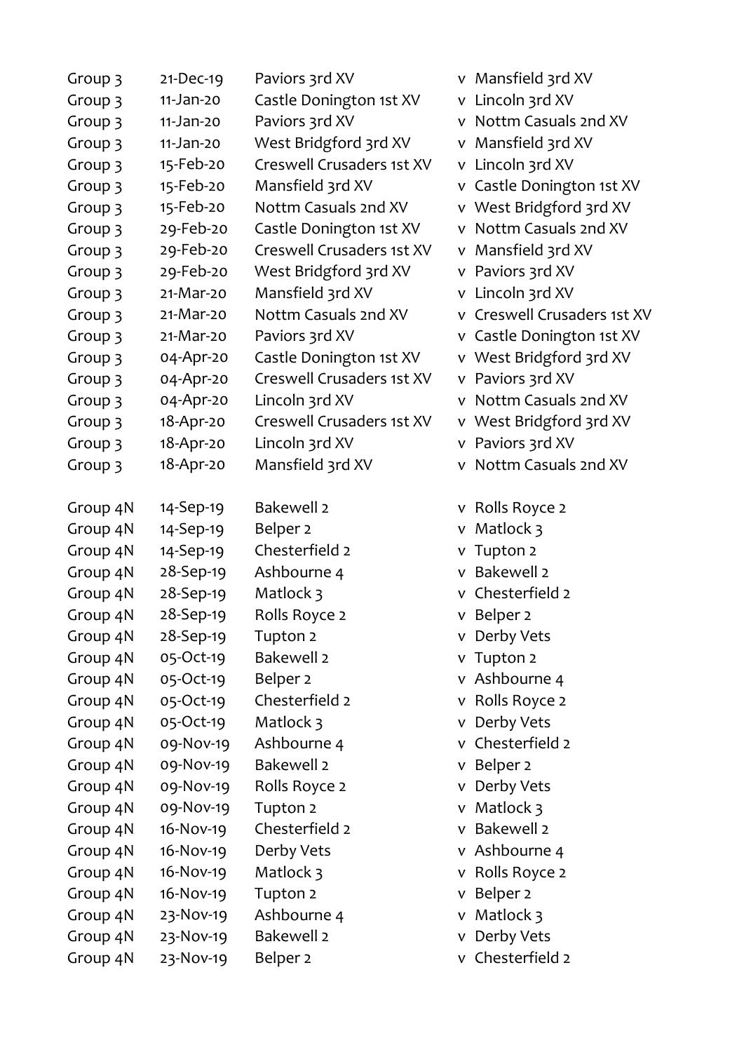| | | | | |
|---|---|---|---|---|
| Group 3 | 21-Dec-19 | Paviors 3rd XV | v | Mansfield 3rd XV |
| Group 3 | 11-Jan-20 | Castle Donington 1st XV | v | Lincoln 3rd XV |
| Group 3 | 11-Jan-20 | Paviors 3rd XV | v | Nottm Casuals 2nd XV |
| Group 3 | 11-Jan-20 | West Bridgford 3rd XV | v | Mansfield 3rd XV |
| Group 3 | 15-Feb-20 | Creswell Crusaders 1st XV | v | Lincoln 3rd XV |
| Group 3 | 15-Feb-20 | Mansfield 3rd XV | v | Castle Donington 1st XV |
| Group 3 | 15-Feb-20 | Nottm Casuals 2nd XV | v | West Bridgford 3rd XV |
| Group 3 | 29-Feb-20 | Castle Donington 1st XV | v | Nottm Casuals 2nd XV |
| Group 3 | 29-Feb-20 | Creswell Crusaders 1st XV | v | Mansfield 3rd XV |
| Group 3 | 29-Feb-20 | West Bridgford 3rd XV | v | Paviors 3rd XV |
| Group 3 | 21-Mar-20 | Mansfield 3rd XV | v | Lincoln 3rd XV |
| Group 3 | 21-Mar-20 | Nottm Casuals 2nd XV | v | Creswell Crusaders 1st XV |
| Group 3 | 21-Mar-20 | Paviors 3rd XV | v | Castle Donington 1st XV |
| Group 3 | 04-Apr-20 | Castle Donington 1st XV | v | West Bridgford 3rd XV |
| Group 3 | 04-Apr-20 | Creswell Crusaders 1st XV | v | Paviors 3rd XV |
| Group 3 | 04-Apr-20 | Lincoln 3rd XV | v | Nottm Casuals 2nd XV |
| Group 3 | 18-Apr-20 | Creswell Crusaders 1st XV | v | West Bridgford 3rd XV |
| Group 3 | 18-Apr-20 | Lincoln 3rd XV | v | Paviors 3rd XV |
| Group 3 | 18-Apr-20 | Mansfield 3rd XV | v | Nottm Casuals 2nd XV |

| | | | | |
|---|---|---|---|---|
| Group 4N | 14-Sep-19 | Bakewell 2 | v | Rolls Royce 2 |
| Group 4N | 14-Sep-19 | Belper 2 | v | Matlock 3 |
| Group 4N | 14-Sep-19 | Chesterfield 2 | v | Tupton 2 |
| Group 4N | 28-Sep-19 | Ashbourne 4 | v | Bakewell 2 |
| Group 4N | 28-Sep-19 | Matlock 3 | v | Chesterfield 2 |
| Group 4N | 28-Sep-19 | Rolls Royce 2 | v | Belper 2 |
| Group 4N | 28-Sep-19 | Tupton 2 | v | Derby Vets |
| Group 4N | 05-Oct-19 | Bakewell 2 | v | Tupton 2 |
| Group 4N | 05-Oct-19 | Belper 2 | v | Ashbourne 4 |
| Group 4N | 05-Oct-19 | Chesterfield 2 | v | Rolls Royce 2 |
| Group 4N | 05-Oct-19 | Matlock 3 | v | Derby Vets |
| Group 4N | 09-Nov-19 | Ashbourne 4 | v | Chesterfield 2 |
| Group 4N | 09-Nov-19 | Bakewell 2 | v | Belper 2 |
| Group 4N | 09-Nov-19 | Rolls Royce 2 | v | Derby Vets |
| Group 4N | 09-Nov-19 | Tupton 2 | v | Matlock 3 |
| Group 4N | 16-Nov-19 | Chesterfield 2 | v | Bakewell 2 |
| Group 4N | 16-Nov-19 | Derby Vets | v | Ashbourne 4 |
| Group 4N | 16-Nov-19 | Matlock 3 | v | Rolls Royce 2 |
| Group 4N | 16-Nov-19 | Tupton 2 | v | Belper 2 |
| Group 4N | 23-Nov-19 | Ashbourne 4 | v | Matlock 3 |
| Group 4N | 23-Nov-19 | Bakewell 2 | v | Derby Vets |
| Group 4N | 23-Nov-19 | Belper 2 | v | Chesterfield 2 |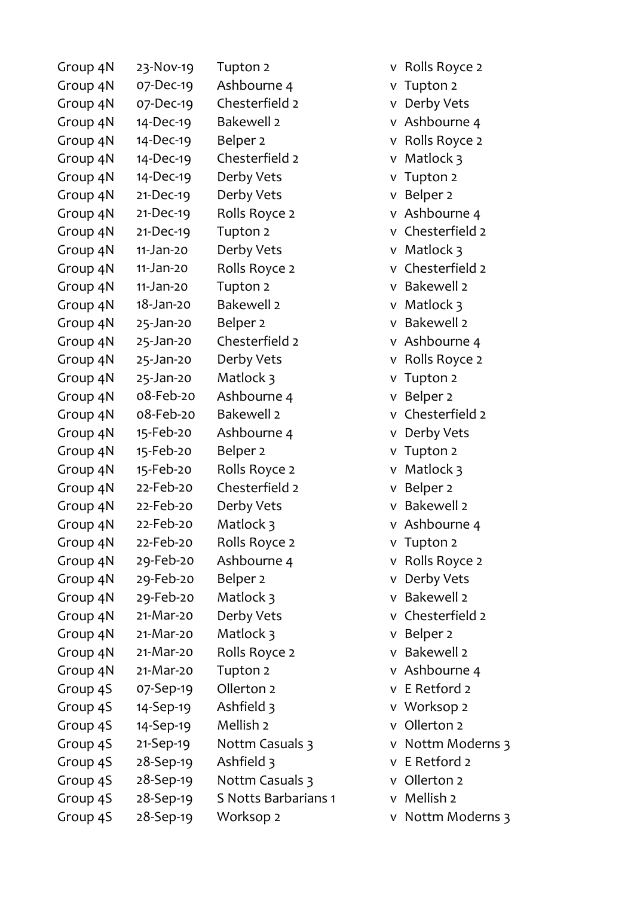| | | | | |
|---|---|---|---|---|
| Group 4N | 23-Nov-19 | Tupton 2 | v | Rolls Royce 2 |
| Group 4N | 07-Dec-19 | Ashbourne 4 | v | Tupton 2 |
| Group 4N | 07-Dec-19 | Chesterfield 2 | v | Derby Vets |
| Group 4N | 14-Dec-19 | Bakewell 2 | v | Ashbourne 4 |
| Group 4N | 14-Dec-19 | Belper 2 | v | Rolls Royce 2 |
| Group 4N | 14-Dec-19 | Chesterfield 2 | v | Matlock 3 |
| Group 4N | 14-Dec-19 | Derby Vets | v | Tupton 2 |
| Group 4N | 21-Dec-19 | Derby Vets | v | Belper 2 |
| Group 4N | 21-Dec-19 | Rolls Royce 2 | v | Ashbourne 4 |
| Group 4N | 21-Dec-19 | Tupton 2 | v | Chesterfield 2 |
| Group 4N | 11-Jan-20 | Derby Vets | v | Matlock 3 |
| Group 4N | 11-Jan-20 | Rolls Royce 2 | v | Chesterfield 2 |
| Group 4N | 11-Jan-20 | Tupton 2 | v | Bakewell 2 |
| Group 4N | 18-Jan-20 | Bakewell 2 | v | Matlock 3 |
| Group 4N | 25-Jan-20 | Belper 2 | v | Bakewell 2 |
| Group 4N | 25-Jan-20 | Chesterfield 2 | v | Ashbourne 4 |
| Group 4N | 25-Jan-20 | Derby Vets | v | Rolls Royce 2 |
| Group 4N | 25-Jan-20 | Matlock 3 | v | Tupton 2 |
| Group 4N | 08-Feb-20 | Ashbourne 4 | v | Belper 2 |
| Group 4N | 08-Feb-20 | Bakewell 2 | v | Chesterfield 2 |
| Group 4N | 15-Feb-20 | Ashbourne 4 | v | Derby Vets |
| Group 4N | 15-Feb-20 | Belper 2 | v | Tupton 2 |
| Group 4N | 15-Feb-20 | Rolls Royce 2 | v | Matlock 3 |
| Group 4N | 22-Feb-20 | Chesterfield 2 | v | Belper 2 |
| Group 4N | 22-Feb-20 | Derby Vets | v | Bakewell 2 |
| Group 4N | 22-Feb-20 | Matlock 3 | v | Ashbourne 4 |
| Group 4N | 22-Feb-20 | Rolls Royce 2 | v | Tupton 2 |
| Group 4N | 29-Feb-20 | Ashbourne 4 | v | Rolls Royce 2 |
| Group 4N | 29-Feb-20 | Belper 2 | v | Derby Vets |
| Group 4N | 29-Feb-20 | Matlock 3 | v | Bakewell 2 |
| Group 4N | 21-Mar-20 | Derby Vets | v | Chesterfield 2 |
| Group 4N | 21-Mar-20 | Matlock 3 | v | Belper 2 |
| Group 4N | 21-Mar-20 | Rolls Royce 2 | v | Bakewell 2 |
| Group 4N | 21-Mar-20 | Tupton 2 | v | Ashbourne 4 |
| Group 4S | 07-Sep-19 | Ollerton 2 | v | E Retford 2 |
| Group 4S | 14-Sep-19 | Ashfield 3 | v | Worksop 2 |
| Group 4S | 14-Sep-19 | Mellish 2 | v | Ollerton 2 |
| Group 4S | 21-Sep-19 | Nottm Casuals 3 | v | Nottm Moderns 3 |
| Group 4S | 28-Sep-19 | Ashfield 3 | v | E Retford 2 |
| Group 4S | 28-Sep-19 | Nottm Casuals 3 | v | Ollerton 2 |
| Group 4S | 28-Sep-19 | S Notts Barbarians 1 | v | Mellish 2 |
| Group 4S | 28-Sep-19 | Worksop 2 | v | Nottm Moderns 3 |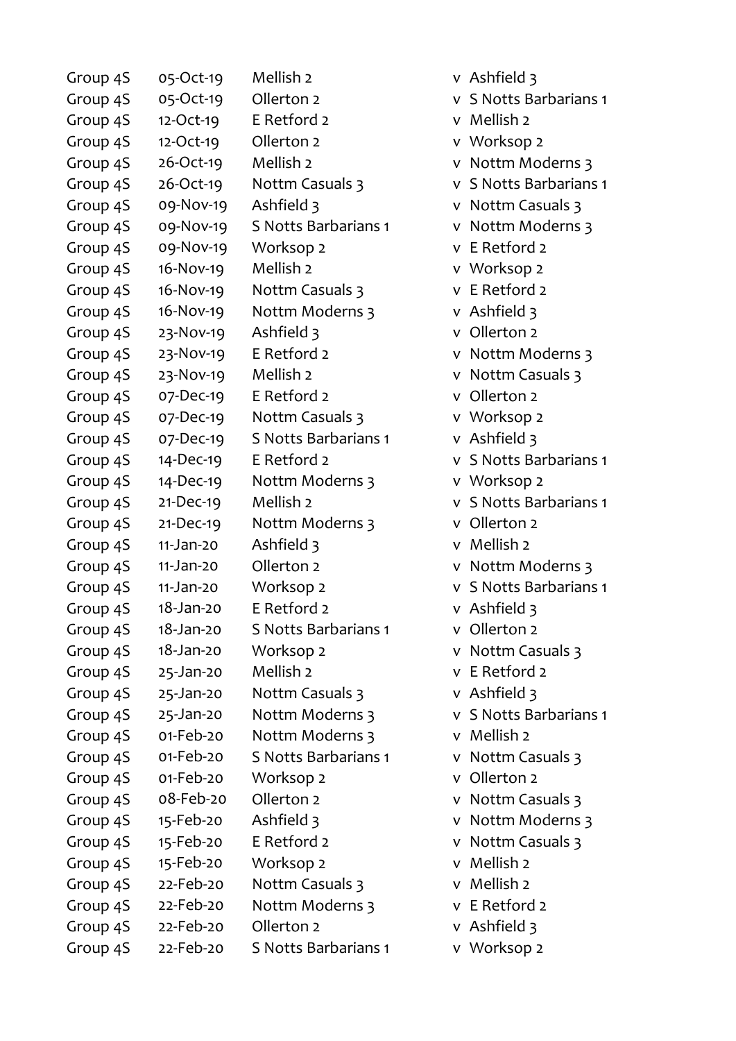| | | | | |
|---|---|---|---|---|
| Group 4S | 05-Oct-19 | Mellish 2 | v | Ashfield 3 |
| Group 4S | 05-Oct-19 | Ollerton 2 | v | S Notts Barbarians 1 |
| Group 4S | 12-Oct-19 | E Retford 2 | v | Mellish 2 |
| Group 4S | 12-Oct-19 | Ollerton 2 | v | Worksop 2 |
| Group 4S | 26-Oct-19 | Mellish 2 | v | Nottm Moderns 3 |
| Group 4S | 26-Oct-19 | Nottm Casuals 3 | v | S Notts Barbarians 1 |
| Group 4S | 09-Nov-19 | Ashfield 3 | v | Nottm Casuals 3 |
| Group 4S | 09-Nov-19 | S Notts Barbarians 1 | v | Nottm Moderns 3 |
| Group 4S | 09-Nov-19 | Worksop 2 | v | E Retford 2 |
| Group 4S | 16-Nov-19 | Mellish 2 | v | Worksop 2 |
| Group 4S | 16-Nov-19 | Nottm Casuals 3 | v | E Retford 2 |
| Group 4S | 16-Nov-19 | Nottm Moderns 3 | v | Ashfield 3 |
| Group 4S | 23-Nov-19 | Ashfield 3 | v | Ollerton 2 |
| Group 4S | 23-Nov-19 | E Retford 2 | v | Nottm Moderns 3 |
| Group 4S | 23-Nov-19 | Mellish 2 | v | Nottm Casuals 3 |
| Group 4S | 07-Dec-19 | E Retford 2 | v | Ollerton 2 |
| Group 4S | 07-Dec-19 | Nottm Casuals 3 | v | Worksop 2 |
| Group 4S | 07-Dec-19 | S Notts Barbarians 1 | v | Ashfield 3 |
| Group 4S | 14-Dec-19 | E Retford 2 | v | S Notts Barbarians 1 |
| Group 4S | 14-Dec-19 | Nottm Moderns 3 | v | Worksop 2 |
| Group 4S | 21-Dec-19 | Mellish 2 | v | S Notts Barbarians 1 |
| Group 4S | 21-Dec-19 | Nottm Moderns 3 | v | Ollerton 2 |
| Group 4S | 11-Jan-20 | Ashfield 3 | v | Mellish 2 |
| Group 4S | 11-Jan-20 | Ollerton 2 | v | Nottm Moderns 3 |
| Group 4S | 11-Jan-20 | Worksop 2 | v | S Notts Barbarians 1 |
| Group 4S | 18-Jan-20 | E Retford 2 | v | Ashfield 3 |
| Group 4S | 18-Jan-20 | S Notts Barbarians 1 | v | Ollerton 2 |
| Group 4S | 18-Jan-20 | Worksop 2 | v | Nottm Casuals 3 |
| Group 4S | 25-Jan-20 | Mellish 2 | v | E Retford 2 |
| Group 4S | 25-Jan-20 | Nottm Casuals 3 | v | Ashfield 3 |
| Group 4S | 25-Jan-20 | Nottm Moderns 3 | v | S Notts Barbarians 1 |
| Group 4S | 01-Feb-20 | Nottm Moderns 3 | v | Mellish 2 |
| Group 4S | 01-Feb-20 | S Notts Barbarians 1 | v | Nottm Casuals 3 |
| Group 4S | 01-Feb-20 | Worksop 2 | v | Ollerton 2 |
| Group 4S | 08-Feb-20 | Ollerton 2 | v | Nottm Casuals 3 |
| Group 4S | 15-Feb-20 | Ashfield 3 | v | Nottm Moderns 3 |
| Group 4S | 15-Feb-20 | E Retford 2 | v | Nottm Casuals 3 |
| Group 4S | 15-Feb-20 | Worksop 2 | v | Mellish 2 |
| Group 4S | 22-Feb-20 | Nottm Casuals 3 | v | Mellish 2 |
| Group 4S | 22-Feb-20 | Nottm Moderns 3 | v | E Retford 2 |
| Group 4S | 22-Feb-20 | Ollerton 2 | v | Ashfield 3 |
| Group 4S | 22-Feb-20 | S Notts Barbarians 1 | v | Worksop 2 |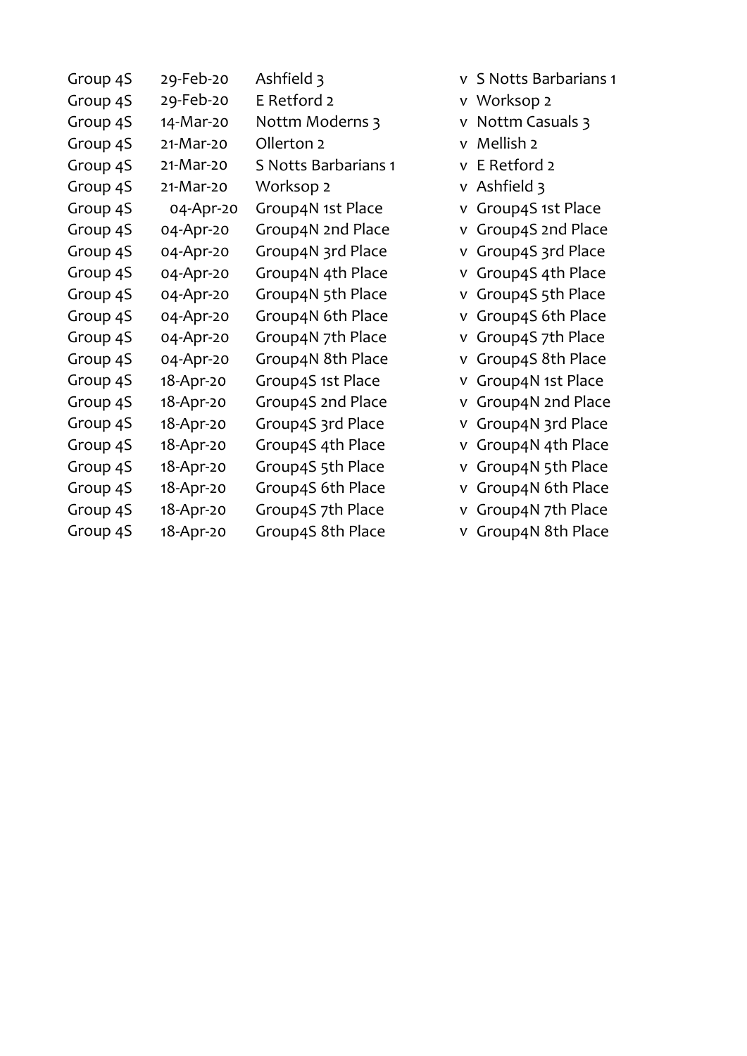| | | | | |
|---|---|---|---|---|
| Group 4S | 29-Feb-20 | Ashfield 3 | v | S Notts Barbarians 1 |
| Group 4S | 29-Feb-20 | E Retford 2 | v | Worksop 2 |
| Group 4S | 14-Mar-20 | Nottm Moderns 3 | v | Nottm Casuals 3 |
| Group 4S | 21-Mar-20 | Ollerton 2 | v | Mellish 2 |
| Group 4S | 21-Mar-20 | S Notts Barbarians 1 | v | E Retford 2 |
| Group 4S | 21-Mar-20 | Worksop 2 | v | Ashfield 3 |
| Group 4S | 04-Apr-20 | Group4N 1st Place | v | Group4S 1st Place |
| Group 4S | 04-Apr-20 | Group4N 2nd Place | v | Group4S 2nd Place |
| Group 4S | 04-Apr-20 | Group4N 3rd Place | v | Group4S 3rd Place |
| Group 4S | 04-Apr-20 | Group4N 4th Place | v | Group4S 4th Place |
| Group 4S | 04-Apr-20 | Group4N 5th Place | v | Group4S 5th Place |
| Group 4S | 04-Apr-20 | Group4N 6th Place | v | Group4S 6th Place |
| Group 4S | 04-Apr-20 | Group4N 7th Place | v | Group4S 7th Place |
| Group 4S | 04-Apr-20 | Group4N 8th Place | v | Group4S 8th Place |
| Group 4S | 18-Apr-20 | Group4S 1st Place | v | Group4N 1st Place |
| Group 4S | 18-Apr-20 | Group4S 2nd Place | v | Group4N 2nd Place |
| Group 4S | 18-Apr-20 | Group4S 3rd Place | v | Group4N 3rd Place |
| Group 4S | 18-Apr-20 | Group4S 4th Place | v | Group4N 4th Place |
| Group 4S | 18-Apr-20 | Group4S 5th Place | v | Group4N 5th Place |
| Group 4S | 18-Apr-20 | Group4S 6th Place | v | Group4N 6th Place |
| Group 4S | 18-Apr-20 | Group4S 7th Place | v | Group4N 7th Place |
| Group 4S | 18-Apr-20 | Group4S 8th Place | v | Group4N 8th Place |